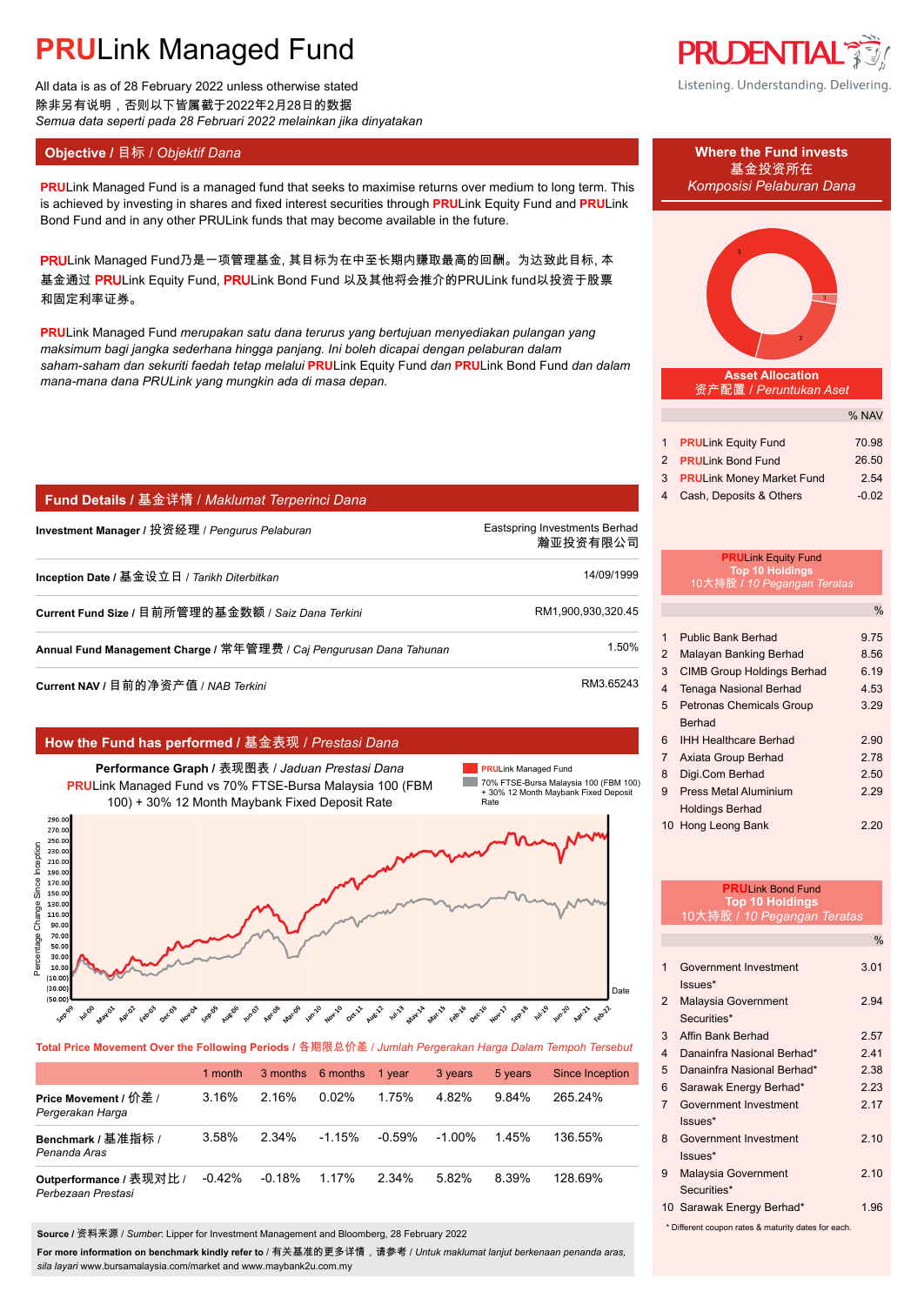# PRULink Managed Fund

All data is as of 28 February 2022 unless otherwise stated
除非另有说明，否则以下皆属截于2022年2月28日的数据
*Semua data seperti pada 28 Februari 2022 melainkan jika dinyatakan*

PRUDENTIAL
Listening. Understanding. Delivering.

## Objective / 目标 / *Objektif Dana*

**PRU**Link Managed Fund is a managed fund that seeks to maximise returns over medium to long term. This is achieved by investing in shares and fixed interest securities through **PRU**Link Equity Fund and **PRU**Link Bond Fund and in any other PRULink funds that may become available in the future.

**PRU**Link Managed Fund乃是一项管理基金, 其目标为在中至长期内赚取最高的回酬。为达致此目标, 本基金通过 **PRU**Link Equity Fund, **PRU**Link Bond Fund 以及其他将会推介的PRULink fund以投资于股票和固定利率证券。

**PRU**Link Managed Fund *merupakan satu dana terurus yang bertujuan menyediakan pulangan yang maksimum bagi jangka sederhana hingga panjang. Ini boleh dicapai dengan pelaburan dalam saham-saham dan sekuriti faedah tetap melalui* **PRU**Link Equity Fund *dan* **PRU**Link Bond Fund *dan dalam mana-mana dana PRULink yang mungkin ada di masa depan.*

## Fund Details / 基金详情 / *Maklumat Terperinci Dana*

| | |
|---|---|
| **Investment Manager** / 投资经理 / *Pengurus Pelaburan* | Eastspring Investments Berhad 瀚亚投资有限公司 |
| **Inception Date** / 基金设立日 / *Tarikh Diterbitkan* | 14/09/1999 |
| **Current Fund Size** / 目前所管理的基金数额 / *Saiz Dana Terkini* | RM1,900,930,320.45 |
| **Annual Fund Management Charge** / 常年管理费 / *Caj Pengurusan Dana Tahunan* | 1.50% |
| **Current NAV** / 目前的净资产值 / *NAB Terkini* | RM3.65243 |

## How the Fund has performed / 基金表现 / *Prestasi Dana*

**Performance Graph** / 表现图表 / *Jaduan Prestasi Dana*
**PRU**Link Managed Fund vs 70% FTSE-Bursa Malaysia 100 (FBM 100) + 30% 12 Month Maybank Fixed Deposit Rate

Legend: PRULink Managed Fund; 70% FTSE-Bursa Malaysia 100 (FBM 100) + 30% 12 Month Maybank Fixed Deposit Rate

**Total Price Movement Over the Following Periods** / 各期限总价差 / *Jumlah Pergerakan Harga Dalam Tempoh Tersebut*

| | 1 month | 3 months | 6 months | 1 year | 3 years | 5 years | Since Inception |
|---|---|---|---|---|---|---|---|
| **Price Movement** / 价差 / *Pergerakan Harga* | 3.16% | 2.16% | 0.02% | 1.75% | 4.82% | 9.84% | 265.24% |
| **Benchmark** / 基准指标 / *Penanda Aras* | 3.58% | 2.34% | -1.15% | -0.59% | -1.00% | 1.45% | 136.55% |
| **Outperformance** / 表现对比 / *Perbezaan Prestasi* | -0.42% | -0.18% | 1.17% | 2.34% | 5.82% | 8.39% | 128.69% |

**Source** / 资料来源 / *Sumber*: Lipper for Investment Management and Bloomberg, 28 February 2022

**For more information on benchmark kindly refer to** / 有关基准的更多详情，请参考 / *Untuk maklumat lanjut berkenaan penanda aras, sila layari* www.bursamalaysia.com/market and www.maybank2u.com.my

## Where the Fund invests / 基金投资所在 / *Komposisi Pelaburan Dana*

**Asset Allocation** / 资产配置 / *Peruntukan Aset*

| | | % NAV |
|---|---|---|
| 1 | **PRU**Link Equity Fund | 70.98 |
| 2 | **PRU**Link Bond Fund | 26.50 |
| 3 | **PRU**Link Money Market Fund | 2.54 |
| 4 | Cash, Deposits & Others | -0.02 |

**PRU**Link Equity Fund **Top 10 Holdings** / 10大持股 / *10 Pegangan Teratas*

| | | % |
|---|---|---|
| 1 | Public Bank Berhad | 9.75 |
| 2 | Malayan Banking Berhad | 8.56 |
| 3 | CIMB Group Holdings Berhad | 6.19 |
| 4 | Tenaga Nasional Berhad | 4.53 |
| 5 | Petronas Chemicals Group Berhad | 3.29 |
| 6 | IHH Healthcare Berhad | 2.90 |
| 7 | Axiata Group Berhad | 2.78 |
| 8 | Digi.Com Berhad | 2.50 |
| 9 | Press Metal Aluminium Holdings Berhad | 2.29 |
| 10 | Hong Leong Bank | 2.20 |

**PRU**Link Bond Fund **Top 10 Holdings** / 10大持股 / *10 Pegangan Teratas*

| | | % |
|---|---|---|
| 1 | Government Investment Issues* | 3.01 |
| 2 | Malaysia Government Securities* | 2.94 |
| 3 | Affin Bank Berhad | 2.57 |
| 4 | Danainfra Nasional Berhad* | 2.41 |
| 5 | Danainfra Nasional Berhad* | 2.38 |
| 6 | Sarawak Energy Berhad* | 2.23 |
| 7 | Government Investment Issues* | 2.17 |
| 8 | Government Investment Issues* | 2.10 |
| 9 | Malaysia Government Securities* | 2.10 |
| 10 | Sarawak Energy Berhad* | 1.96 |

* Different coupon rates & maturity dates for each.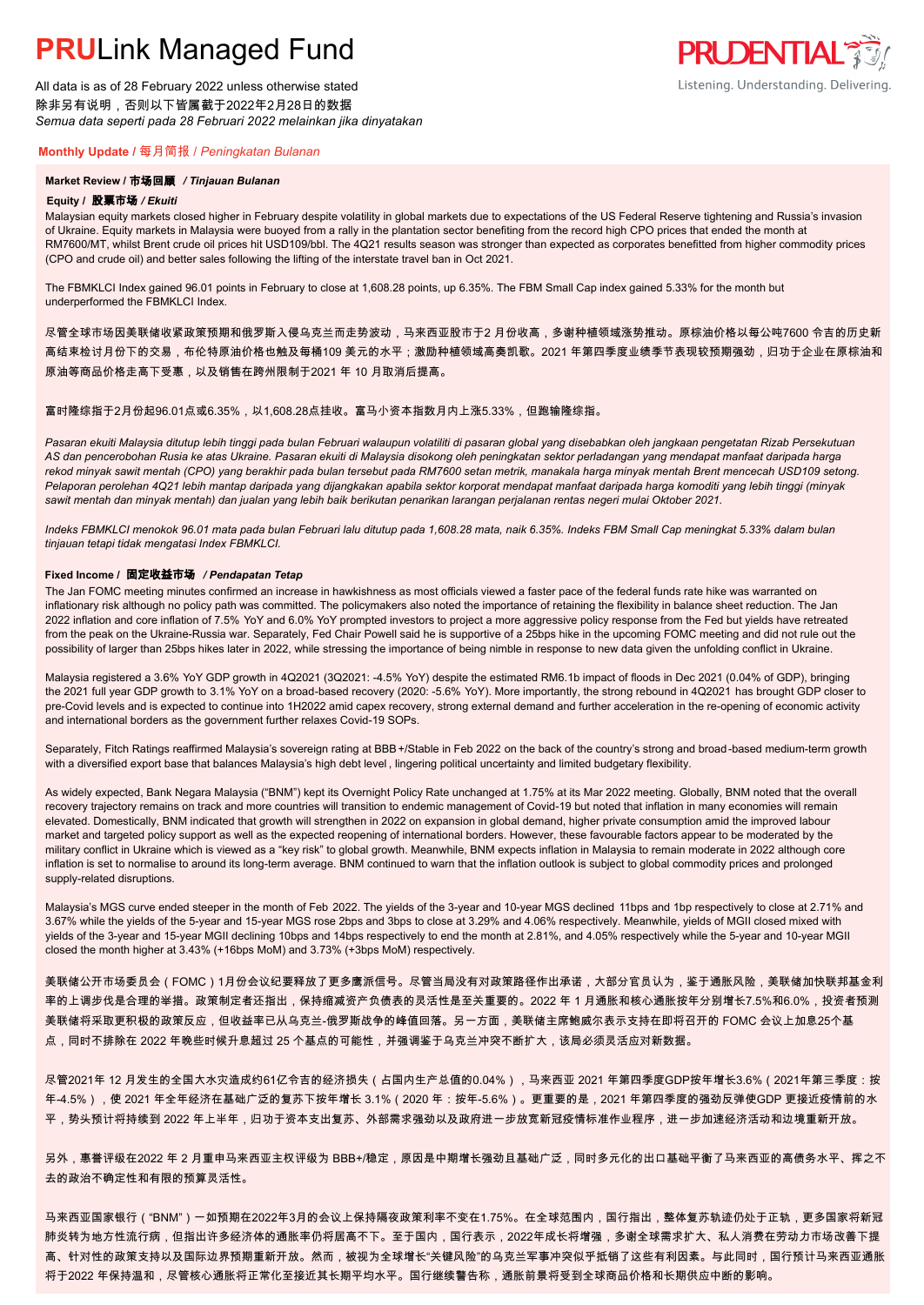# PRULink Managed Fund

All data is as of 28 February 2022 unless otherwise stated
除非另有说明，否则以下皆属截于2022年2月28日的数据
*Semua data seperti pada 28 Februari 2022 melainkan jika dinyatakan*

## Monthly Update / 每月简报 / *Peningkatan Bulanan*

### Market Review / 市场回顾 / *Tinjauan Bulanan*

**Equity / 股票市场 / *Ekuiti***

Malaysian equity markets closed higher in February despite volatility in global markets due to expectations of the US Federal Reserve tightening and Russia's invasion of Ukraine. Equity markets in Malaysia were buoyed from a rally in the plantation sector benefiting from the record high CPO prices that ended the month at RM7600/MT, whilst Brent crude oil prices hit USD109/bbl. The 4Q21 results season was stronger than expected as corporates benefitted from higher commodity prices (CPO and crude oil) and better sales following the lifting of the interstate travel ban in Oct 2021.

The FBMKLCI Index gained 96.01 points in February to close at 1,608.28 points, up 6.35%. The FBM Small Cap index gained 5.33% for the month but underperformed the FBMKLCI Index.

尽管全球市场因美联储收紧政策预期和俄罗斯入侵乌克兰而走势波动，马来西亚股市于2 月份收高，多谢种植领域涨势推动。原棕油价格以每公吨7600 令吉的历史新高结束检讨月份下的交易，布伦特原油价格也触及每桶109 美元的水平；激励种植领域高奏凯歌。2021 年第四季度业绩季节表现较预期强劲，归功于企业在原棕油和原油等商品价格走高下受惠，以及销售在跨州限制于2021 年 10 月取消后提高。

富时隆综指于2月份起96.01点或6.35%，以1,608.28点挂收。富马小资本指数月内上涨5.33%，但跑输隆综指。

*Pasaran ekuiti Malaysia ditutup lebih tinggi pada bulan Februari walaupun volatiliti di pasaran global yang disebabkan oleh jangkaan pengetatan Rizab Persekutuan AS dan pencerobohan Rusia ke atas Ukraine. Pasaran ekuiti di Malaysia disokong oleh peningkatan sektor perladangan yang mendapat manfaat daripada harga rekod minyak sawit mentah (CPO) yang berakhir pada bulan tersebut pada RM7600 setan metrik, manakala harga minyak mentah Brent mencecah USD109 setong. Pelaporan perolehan 4Q21 lebih mantap daripada yang dijangkakan apabila sektor korporat mendapat manfaat daripada harga komoditi yang lebih tinggi (minyak sawit mentah dan minyak mentah) dan jualan yang lebih baik berikutan penarikan larangan perjalanan rentas negeri mulai Oktober 2021.*

*Indeks FBMKLCI menokok 96.01 mata pada bulan Februari lalu ditutup pada 1,608.28 mata, naik 6.35%. Indeks FBM Small Cap meningkat 5.33% dalam bulan tinjauan tetapi tidak mengatasi Index FBMKLCI.*

**Fixed Income / 固定收益市场 / *Pendapatan Tetap***

The Jan FOMC meeting minutes confirmed an increase in hawkishness as most officials viewed a faster pace of the federal funds rate hike was warranted on inflationary risk although no policy path was committed. The policymakers also noted the importance of retaining the flexibility in balance sheet reduction. The Jan 2022 inflation and core inflation of 7.5% YoY and 6.0% YoY prompted investors to project a more aggressive policy response from the Fed but yields have retreated from the peak on the Ukraine-Russia war. Separately, Fed Chair Powell said he is supportive of a 25bps hike in the upcoming FOMC meeting and did not rule out the possibility of larger than 25bps hikes later in 2022, while stressing the importance of being nimble in response to new data given the unfolding conflict in Ukraine.

Malaysia registered a 3.6% YoY GDP growth in 4Q2021 (3Q2021: -4.5% YoY) despite the estimated RM6.1b impact of floods in Dec 2021 (0.04% of GDP), bringing the 2021 full year GDP growth to 3.1% YoY on a broad-based recovery (2020: -5.6% YoY). More importantly, the strong rebound in 4Q2021 has brought GDP closer to pre-Covid levels and is expected to continue into 1H2022 amid capex recovery, strong external demand and further acceleration in the re-opening of economic activity and international borders as the government further relaxes Covid-19 SOPs.

Separately, Fitch Ratings reaffirmed Malaysia's sovereign rating at BBB+/Stable in Feb 2022 on the back of the country's strong and broad-based medium-term growth with a diversified export base that balances Malaysia's high debt level, lingering political uncertainty and limited budgetary flexibility.

As widely expected, Bank Negara Malaysia ("BNM") kept its Overnight Policy Rate unchanged at 1.75% at its Mar 2022 meeting. Globally, BNM noted that the overall recovery trajectory remains on track and more countries will transition to endemic management of Covid-19 but noted that inflation in many economies will remain elevated. Domestically, BNM indicated that growth will strengthen in 2022 on expansion in global demand, higher private consumption amid the improved labour market and targeted policy support as well as the expected reopening of international borders. However, these favourable factors appear to be moderated by the military conflict in Ukraine which is viewed as a "key risk" to global growth. Meanwhile, BNM expects inflation in Malaysia to remain moderate in 2022 although core inflation is set to normalise to around its long-term average. BNM continued to warn that the inflation outlook is subject to global commodity prices and prolonged supply-related disruptions.

Malaysia's MGS curve ended steeper in the month of Feb 2022. The yields of the 3-year and 10-year MGS declined 11bps and 1bp respectively to close at 2.71% and 3.67% while the yields of the 5-year and 15-year MGS rose 2bps and 3bps to close at 3.29% and 4.06% respectively. Meanwhile, yields of MGII closed mixed with yields of the 3-year and 15-year MGII declining 10bps and 14bps respectively to end the month at 2.81%, and 4.05% respectively while the 5-year and 10-year MGII closed the month higher at 3.43% (+16bps MoM) and 3.73% (+3bps MoM) respectively.

美联储公开市场委员会（FOMC）1月份会议纪要释放了更多鹰派信号。尽管当局没有对政策路径作出承诺，大部分官员认为，鉴于通胀风险，美联储加快联邦基金利率的上调步伐是合理的举措。政策制定者还指出，保持缩减资产负债表的灵活性是至关重要的。2022 年 1 月通胀和核心通胀按年分别增长7.5%和6.0%，投资者预测美联储将采取更积极的政策反应，但收益率已从乌克兰-俄罗斯战争的峰值回落。另一方面，美联储主席鲍威尔表示支持在即将召开的 FOMC 会议上加息25个基点，同时不排除在 2022 年晚些时候升息超过 25 个基点的可能性，并强调鉴于乌克兰冲突不断扩大，该局必须灵活应对新数据。

尽管2021年 12 月发生的全国大水灾造成约61亿令吉的经济损失（占国内生产总值的0.04%），马来西亚 2021 年第四季度GDP按年增长3.6%（2021年第三季度：按年-4.5%），使 2021 年全年经济在基础广泛的复苏下按年增长 3.1%（2020 年：按年-5.6%）。更重要的是，2021 年第四季度的强劲反弹使GDP 更接近疫情前的水平，势头预计将持续到 2022 年上半年，归功于资本支出复苏、外部需求强劲以及政府进一步放宽新冠疫情标准作业程序，进一步加速经济活动和边境重新开放。

另外，惠誉评级在2022 年 2 月重申马来西亚主权评级为 BBB+/稳定，原因是中期增长强劲且基础广泛，同时多元化的出口基础平衡了马来西亚的高债务水平、挥之不去的政治不确定性和有限的预算灵活性。

马来西亚国家银行（"BNM"）一如预期在2022年3月的会议上保持隔夜政策利率不变在1.75%。在全球范围内，国行指出，整体复苏轨迹仍处于正轨，更多国家将新冠肺炎转为地方性流行病，但指出许多经济体的通胀率仍将居高不下。至于国内，国行表示，2022年成长将增强，多谢全球需求扩大、私人消费在劳动力市场改善下提高、针对性的政策支持以及国际边界预期重新开放。然而，被视为全球增长"关键风险"的乌克兰军事冲突似乎抵销了这些有利因素。与此同时，国行预计马来西亚通胀将于2022 年保持温和，尽管核心通胀将正常化至接近其长期平均水平。国行继续警告称，通胀前景将受到全球商品价格和长期供应中断的影响。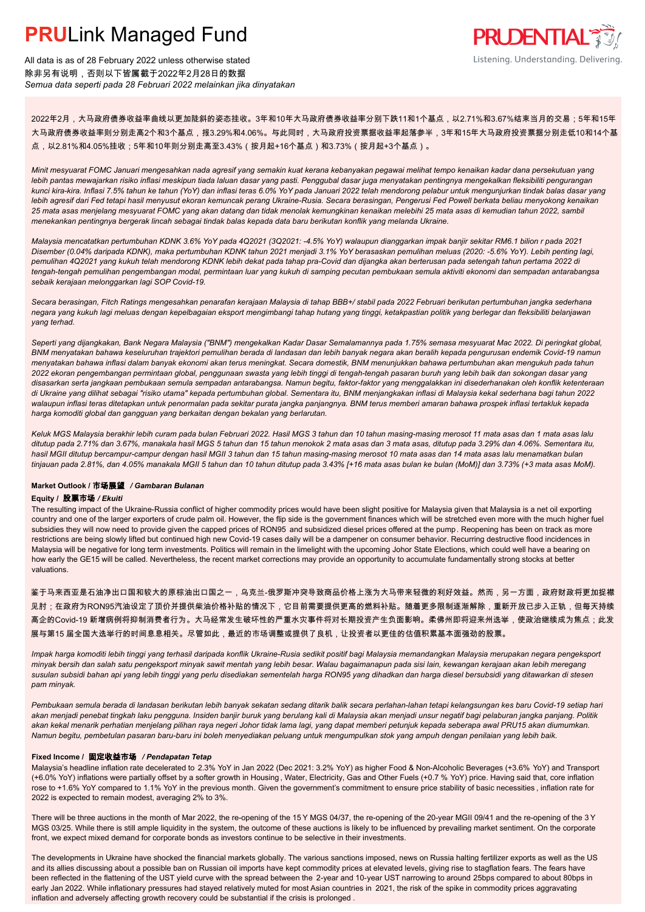# **PRU**Link Managed Fund

All data is as of 28 February 2022 unless otherwise stated
除非另有说明，否则以下皆属截于2022年2月28日的数据
*Semua data seperti pada 28 Februari 2022 melainkan jika dinyatakan*

2022年2月，大马政府债券收益率曲线以更加陡斜的姿态挂收。3年和10年大马政府债券收益率分别下跌11和1个基点，以2.71%和3.67%结束当月的交易；5年和15年大马政府债券收益率则分别走高2个和3个基点，报3.29%和4.06%。与此同时，大马政府投资票据收益率起落参半，3年和15年大马政府投资票据分别走低10和14个基点，以2.81%和4.05%挂收；5年和10年则分别走高至3.43%（按月起+16个基点）和3.73%（按月起+3个基点）。

*Minit mesyuarat FOMC Januari mengesahkan nada agresif yang semakin kuat kerana kebanyakan pegawai melihat tempo kenaikan kadar dana persekutuan yang lebih pantas mewajarkan risiko inflasi meskipun tiada laluan dasar yang pasti. Penggubal dasar juga menyatakan pentingnya mengekalkan fleksibiliti pengurangan kunci kira-kira. Inflasi 7.5% tahun ke tahun (YoY) dan inflasi teras 6.0% YoY pada Januari 2022 telah mendorong pelabur untuk menunjukkan tindak balas dasar yang lebih agresif dari Fed tetapi hasil menyusut ekoran kemuncak perang Ukraine-Rusia. Secara berasingan, Pengerusi Fed Powell berkata beliau menyokong kenaikan 25 mata asas menjelang mesyuarat FOMC yang akan datang dan tidak menolak kemungkinan kenaikan melebihi 25 mata asas di kemudian tahun 2022, sambil menekankan pentingnya bergerak lincah sebagai tindak balas kepada data baru berikutan konflik yang melanda Ukraine.*

*Malaysia mencatatkan pertumbuhan KDNK 3.6% YoY pada 4Q2021 (3Q2021: -4.5% YoY) walaupun dianggarkan impak banjir sekitar RM6.1 bilion r pada 2021 Disember (0.04% daripada KDNK), maka pertumbuhan KDNK tahun 2021 menjadi 3.1% YoY berasaskan pemulihan meluas (2020: -5.6% YoY). Lebih penting lagi, pemulihan 4Q2021 yang kukuh telah mendorong KDNK lebih dekat pada tahap pra-Covid dan dijangka akan berterusan pada setengah tahun pertama 2022 di tengah-tengah pemulihan pengembangan modal, permintaan luar yang kukuh di samping pecutan pembukaan semula aktiviti ekonomi dan sempadan antarabangsa sebaik kerajaan melonggarkan lagi SOP Covid-19.*

*Secara berasingan, Fitch Ratings mengesahkan penarafan kerajaan Malaysia di tahap BBB+/ stabil pada 2022 Februari berikutan pertumbuhan jangka sederhana negara yang kukuh lagi meluas dengan kepelbagaian eksport mengimbangi tahap hutang yang tinggi, ketakpastian politik yang berlegar dan fleksibiliti belanjawan yang terhad.*

*Seperti yang dijangkakan, Bank Negara Malaysia ("BNM") mengekalkan Kadar Dasar Semalamannya pada 1.75% semasa mesyuarat Mac 2022. Di peringkat global, BNM menyatakan bahawa keseluruhan trajektori pemulihan berada di landasan dan lebih banyak negara akan beralih kepada pengurusan endemik Covid-19 namun menyatakan bahawa inflasi dalam banyak ekonomi akan terus meningkat. Secara domestik, BNM menunjukkan bahawa pertumbuhan akan mengukuh pada tahun 2022 ekoran pengembangan permintaan global, penggunaan swasta yang lebih tinggi di tengah-tengah pasaran buruh yang lebih baik dan sokongan dasar yang disasarkan serta jangkaan pembukaan semula sempadan antarabangsa. Namun begitu, faktor-faktor yang menggalakkan ini disederhanakan oleh konflik ketenteraan di Ukraine yang dilihat sebagai "risiko utama" kepada pertumbuhan global. Sementara itu, BNM menjangkakan inflasi di Malaysia kekal sederhana bagi tahun 2022 walaupun inflasi teras ditetapkan untuk penormalan pada sekitar purata jangka panjangnya. BNM terus memberi amaran bahawa prospek inflasi tertakluk kepada harga komoditi global dan gangguan yang berkaitan dengan bekalan yang berlarutan.*

*Keluk MGS Malaysia berakhir lebih curam pada bulan Februari 2022. Hasil MGS 3 tahun dan 10 tahun masing-masing merosot 11 mata asas dan 1 mata asas lalu ditutup pada 2.71% dan 3.67%, manakala hasil MGS 5 tahun dan 15 tahun menokok 2 mata asas dan 3 mata asas, ditutup pada 3.29% dan 4.06%. Sementara itu, hasil MGII ditutup bercampur-campur dengan hasil MGII 3 tahun dan 15 tahun masing-masing merosot 10 mata asas dan 14 mata asas lalu menamatkan bulan tinjauan pada 2.81%, dan 4.05% manakala MGII 5 tahun dan 10 tahun ditutup pada 3.43% [+16 mata asas bulan ke bulan (MoM)] dan 3.73% (+3 mata asas MoM).*

### Market Outlook / 市场展望 / *Gambaran Bulanan*

#### Equity / 股票市场 / *Ekuiti*

The resulting impact of the Ukraine-Russia conflict of higher commodity prices would have been slight positive for Malaysia given that Malaysia is a net oil exporting country and one of the larger exporters of crude palm oil. However, the flip side is the government finances which will be stretched even more with the much higher fuel subsidies they will now need to provide given the capped prices of RON95 and subsidized diesel prices offered at the pump. Reopening has been on track as more restrictions are being slowly lifted but continued high new Covid-19 cases daily will be a dampener on consumer behavior. Recurring destructive flood incidences in Malaysia will be negative for long term investments. Politics will remain in the limelight with the upcoming Johor State Elections, which could well have a bearing on how early the GE15 will be called. Nevertheless, the recent market corrections may provide an opportunity to accumulate fundamentally strong stocks at better valuations.

鉴于马来西亚是石油净出口国之一和较大的原棕油出口国之一，乌克兰-俄罗斯冲突导致商品价格上涨为大马带来轻微的利好效益。然而，另一方面，政府财政将更加捉襟见肘；在政府为RON95汽油设定了顶价并提供柴油价格补贴的情况下，它目前需要提供更高的燃料补贴。随着更多限制逐渐解除，重新开放已步入正轨，但每天持续高企的Covid-19 新增病例将抑制消费者行为。大马经常发生破坏性的严重水灾事件将对长期投资产生负面影响。柔佛州即将迎来州选举，使政治继续成为焦点；此发展与第15 届全国大选举行的时间息息相关。尽管如此，最近的市场调整或提供了良机，让投资者以更佳的估值积累基本面强劲的股票。

*Impak harga komoditi lebih tinggi yang terhasil daripada konflik Ukraine-Rusia sedikit positif bagi Malaysia memandangkan Malaysia merupakan negara pengeksport minyak bersih dan salah satu pengeksport minyak sawit mentah yang lebih besar. Walau bagaimanapun pada sisi lain, kewangan kerajaan akan lebih meregang susulan subsidi bahan api yang lebih tinggi yang perlu disediakan sementelah harga RON95 yang dihadkan dan harga diesel bersubsidi yang ditawarkan di stesen pam minyak.*

*Pembukaan semula berada di landasan berikutan lebih banyak sekatan sedang ditarik balik secara perlahan-lahan tetapi kelangsungan kes baru Covid-19 setiap hari akan menjadi penebat tingkah laku pengguna. Insiden banjir buruk yang berulang kali di Malaysia akan menjadi unsur negatif bagi pelaburan jangka panjang. Politik akan kekal menarik perhatian menjelang pilihan raya negeri Johor tidak lama lagi, yang dapat memberi petunjuk kepada seberapa awal PRU15 akan diumumkan. Namun begitu, pembetulan pasaran baru-baru ini boleh menyediakan peluang untuk mengumpulkan stok yang ampuh dengan penilaian yang lebih baik.*

#### Fixed Income / 固定收益市场 / *Pendapatan Tetap*

Malaysia's headline inflation rate decelerated to 2.3% YoY in Jan 2022 (Dec 2021: 3.2% YoY) as higher Food & Non-Alcoholic Beverages (+3.6% YoY) and Transport (+6.0% YoY) inflations were partially offset by a softer growth in Housing, Water, Electricity, Gas and Other Fuels (+0.7 % YoY) price. Having said that, core inflation rose to +1.6% YoY compared to 1.1% YoY in the previous month. Given the government's commitment to ensure price stability of basic necessities, inflation rate for 2022 is expected to remain modest, averaging 2% to 3%.

There will be three auctions in the month of Mar 2022, the re-opening of the 15 Y MGS 04/37, the re-opening of the 20-year MGII 09/41 and the re-opening of the 3 Y MGS 03/25. While there is still ample liquidity in the system, the outcome of these auctions is likely to be influenced by prevailing market sentiment. On the corporate front, we expect mixed demand for corporate bonds as investors continue to be selective in their investments.

The developments in Ukraine have shocked the financial markets globally. The various sanctions imposed, news on Russia halting fertilizer exports as well as the US and its allies discussing about a possible ban on Russian oil imports have kept commodity prices at elevated levels, giving rise to stagflation fears. The fears have been reflected in the flattening of the UST yield curve with the spread between the 2-year and 10-year UST narrowing to around 25bps compared to about 80bps in early Jan 2022. While inflationary pressures had stayed relatively muted for most Asian countries in 2021, the risk of the spike in commodity prices aggravating inflation and adversely affecting growth recovery could be substantial if the crisis is prolonged .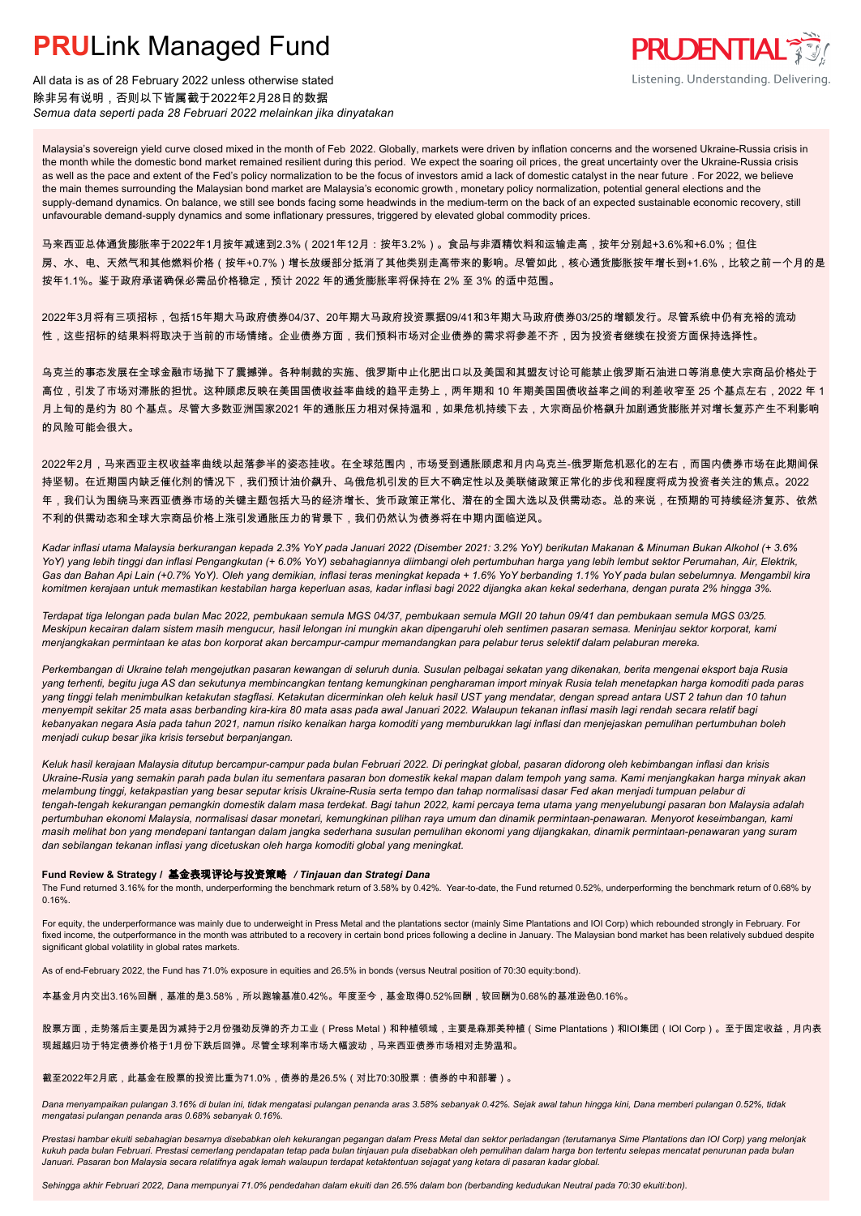# **PRU**Link Managed Fund

All data is as of 28 February 2022 unless otherwise stated
除非另有说明，否则以下皆属截于2022年2月28日的数据
*Semua data seperti pada 28 Februari 2022 melainkan jika dinyatakan*

Malaysia's sovereign yield curve closed mixed in the month of Feb 2022. Globally, markets were driven by inflation concerns and the worsened Ukraine-Russia crisis in the month while the domestic bond market remained resilient during this period. We expect the soaring oil prices, the great uncertainty over the Ukraine-Russia crisis as well as the pace and extent of the Fed's policy normalization to be the focus of investors amid a lack of domestic catalyst in the near future . For 2022, we believe the main themes surrounding the Malaysian bond market are Malaysia's economic growth , monetary policy normalization, potential general elections and the supply-demand dynamics. On balance, we still see bonds facing some headwinds in the medium-term on the back of an expected sustainable economic recovery, still unfavourable demand-supply dynamics and some inflationary pressures, triggered by elevated global commodity prices.

马来西亚总体通货膨胀率于2022年1月按年减速到2.3%（2021年12月：按年3.2%）。食品与非酒精饮料和运输走高，按年分别起+3.6%和+6.0%；但住房、水、电、天然气和其他燃料价格（按年+0.7%）增长放缓部分抵消了其他类别走高带来的影响。尽管如此，核心通货膨胀按年增长到+1.6%，比较之前一个月的是按年1.1%。鉴于政府承诺确保必需品价格稳定，预计 2022 年的通货膨胀率将保持在 2% 至 3% 的适中范围。

2022年3月将有三项招标，包括15年期大马政府债券04/37、20年期大马政府投资票据09/41和3年期大马政府债券03/25的增额发行。尽管系统中仍有充裕的流动性，这些招标的结果料将取决于当前的市场情绪。企业债券方面，我们预料市场对企业债券的需求将参差不齐，因为投资者继续在投资方面保持选择性。

乌克兰的事态发展在全球金融市场抛下了震撼弹。各种制裁的实施、俄罗斯中止化肥出口以及美国和其盟友讨论可能禁止俄罗斯石油进口等消息使大宗商品价格处于高位，引发了市场对滞胀的担忧。这种顾虑反映在美国国债收益率曲线的趋平走势上，两年期和 10 年期美国国债收益率之间的利差收窄至 25 个基点左右，2022 年 1 月上旬的是约为 80 个基点。尽管大多数亚洲国家2021 年的通胀压力相对保持温和，如果危机持续下去，大宗商品价格飙升加剧通货膨胀并对增长复苏产生不利影响的风险可能会很大。

2022年2月，马来西亚主权收益率曲线以起落参半的姿态挂收。在全球范围内，市场受到通胀顾虑和月内乌克兰-俄罗斯危机恶化的左右，而国内债券市场在此期间保持坚韧。在近期国内缺乏催化剂的情况下，我们预计油价飙升、乌俄危机引发的巨大不确定性以及美联储政策正常化的步伐和程度将成为投资者关注的焦点。2022年，我们认为围绕马来西亚债券市场的关键主题包括大马的经济增长、货币政策正常化、潜在的全国大选以及供需动态。总的来说，在预期的可持续经济复苏、依然不利的供需动态和全球大宗商品价格上涨引发通胀压力的背景下，我们仍然认为债券将在中期内面临逆风。

*Kadar inflasi utama Malaysia berkurangan kepada 2.3% YoY pada Januari 2022 (Disember 2021: 3.2% YoY) berikutan Makanan & Minuman Bukan Alkohol (+ 3.6% YoY) yang lebih tinggi dan inflasi Pengangkutan (+ 6.0% YoY) sebahagiannya diimbangi oleh pertumbuhan harga yang lebih lembut sektor Perumahan, Air, Elektrik, Gas dan Bahan Api Lain (+0.7% YoY). Oleh yang demikian, inflasi teras meningkat kepada + 1.6% YoY berbanding 1.1% YoY pada bulan sebelumnya. Mengambil kira komitmen kerajaan untuk memastikan kestabilan harga keperluan asas, kadar inflasi bagi 2022 dijangka akan kekal sederhana, dengan purata 2% hingga 3%.*

*Terdapat tiga lelongan pada bulan Mac 2022, pembukaan semula MGS 04/37, pembukaan semula MGII 20 tahun 09/41 dan pembukaan semula MGS 03/25. Meskipun kecairan dalam sistem masih mengucur, hasil lelongan ini mungkin akan dipengaruhi oleh sentimen pasaran semasa. Meninjau sektor korporat, kami menjangkakan permintaan ke atas bon korporat akan bercampur-campur memandangkan para pelabur terus selektif dalam pelaburan mereka.*

*Perkembangan di Ukraine telah mengejutkan pasaran kewangan di seluruh dunia. Susulan pelbagai sekatan yang dikenakan, berita mengenai eksport baja Rusia yang terhenti, begitu juga AS dan sekutunya membincangkan tentang kemungkinan pengharaman import minyak Rusia telah menetapkan harga komoditi pada paras yang tinggi telah menimbulkan ketakutan stagflasi. Ketakutan dicerminkan oleh keluk hasil UST yang mendatar, dengan spread antara UST 2 tahun dan 10 tahun menyempit sekitar 25 mata asas berbanding kira-kira 80 mata asas pada awal Januari 2022. Walaupun tekanan inflasi masih lagi rendah secara relatif bagi kebanyakan negara Asia pada tahun 2021, namun risiko kenaikan harga komoditi yang memburukkan lagi inflasi dan menjejaskan pemulihan pertumbuhan boleh menjadi cukup besar jika krisis tersebut berpanjangan.*

*Keluk hasil kerajaan Malaysia ditutup bercampur-campur pada bulan Februari 2022. Di peringkat global, pasaran didorong oleh kebimbangan inflasi dan krisis Ukraine-Rusia yang semakin parah pada bulan itu sementara pasaran bon domestik kekal mapan dalam tempoh yang sama. Kami menjangkakan harga minyak akan melambung tinggi, ketakpastian yang besar seputar krisis Ukraine-Rusia serta tempo dan tahap normalisasi dasar Fed akan menjadi tumpuan pelabur di tengah-tengah kekurangan pemangkin domestik dalam masa terdekat. Bagi tahun 2022, kami percaya tema utama yang menyelubungi pasaran bon Malaysia adalah pertumbuhan ekonomi Malaysia, normalisasi dasar monetari, kemungkinan pilihan raya umum dan dinamik permintaan-penawaran. Menyorot keseimbangan, kami masih melihat bon yang mendepani tantangan dalam jangka sederhana susulan pemulihan ekonomi yang dijangkakan, dinamik permintaan-penawaran yang suram dan sebilangan tekanan inflasi yang dicetuskan oleh harga komoditi global yang meningkat.*

## Fund Review & Strategy / 基金表现评论与投资策略 / *Tinjauan dan Strategi Dana*

The Fund returned 3.16% for the month, underperforming the benchmark return of 3.58% by 0.42%. Year-to-date, the Fund returned 0.52%, underperforming the benchmark return of 0.68% by 0.16%.

For equity, the underperformance was mainly due to underweight in Press Metal and the plantations sector (mainly Sime Plantations and IOI Corp) which rebounded strongly in February. For fixed income, the outperformance in the month was attributed to a recovery in certain bond prices following a decline in January. The Malaysian bond market has been relatively subdued despite significant global volatility in global rates markets.

As of end-February 2022, the Fund has 71.0% exposure in equities and 26.5% in bonds (versus Neutral position of 70:30 equity:bond).

本基金月内交出3.16%回酬，基准是为3.58%，所以跑输基准0.42%。年度至今，基金取得0.52%回酬，较回酬为0.68%的基准逊色0.16%。

股票方面，走势落后主要是因为减持于2月份强劲反弹的齐力工业（Press Metal）和种植领域，主要是森那美种植（Sime Plantations）和IOI集团（IOI Corp）。至于固定收益，月内表现超越归功于特定债券价格于1月份下跌后回弹。尽管全球利率市场大幅波动，马来西亚债券市场相对走势温和。

截至2022年2月底，此基金在股票的投资比重为71.0%，债券的是26.5%（对比70:30股票：债券的中和部署）。

*Dana menyampaikan pulangan 3.16% di bulan ini, tidak mengatasi pulangan penanda aras 3.58% sebanyak 0.42%. Sejak awal tahun hingga kini, Dana memberi pulangan 0.52%, tidak mengatasi pulangan penanda aras 0.68% sebanyak 0.16%.*

*Prestasi hambar ekuiti sebahagian besarnya disebabkan oleh kekurangan pegangan dalam Press Metal dan sektor perladangan (terutamanya Sime Plantations dan IOI Corp) yang melonjak kukuh pada bulan Februari. Prestasi cemerlang pendapatan tetap pada bulan tinjauan pula disebabkan oleh pemulihan dalam harga bon tertentu selepas mencatat penurunan pada bulan Januari. Pasaran bon Malaysia secara relatifnya agak lemah walaupun terdapat ketaktentuan sejagat yang ketara di pasaran kadar global.*

*Sehingga akhir Februari 2022, Dana mempunyai 71.0% pendedahan dalam ekuiti dan 26.5% dalam bon (berbanding kedudukan Neutral pada 70:30 ekuiti:bon).*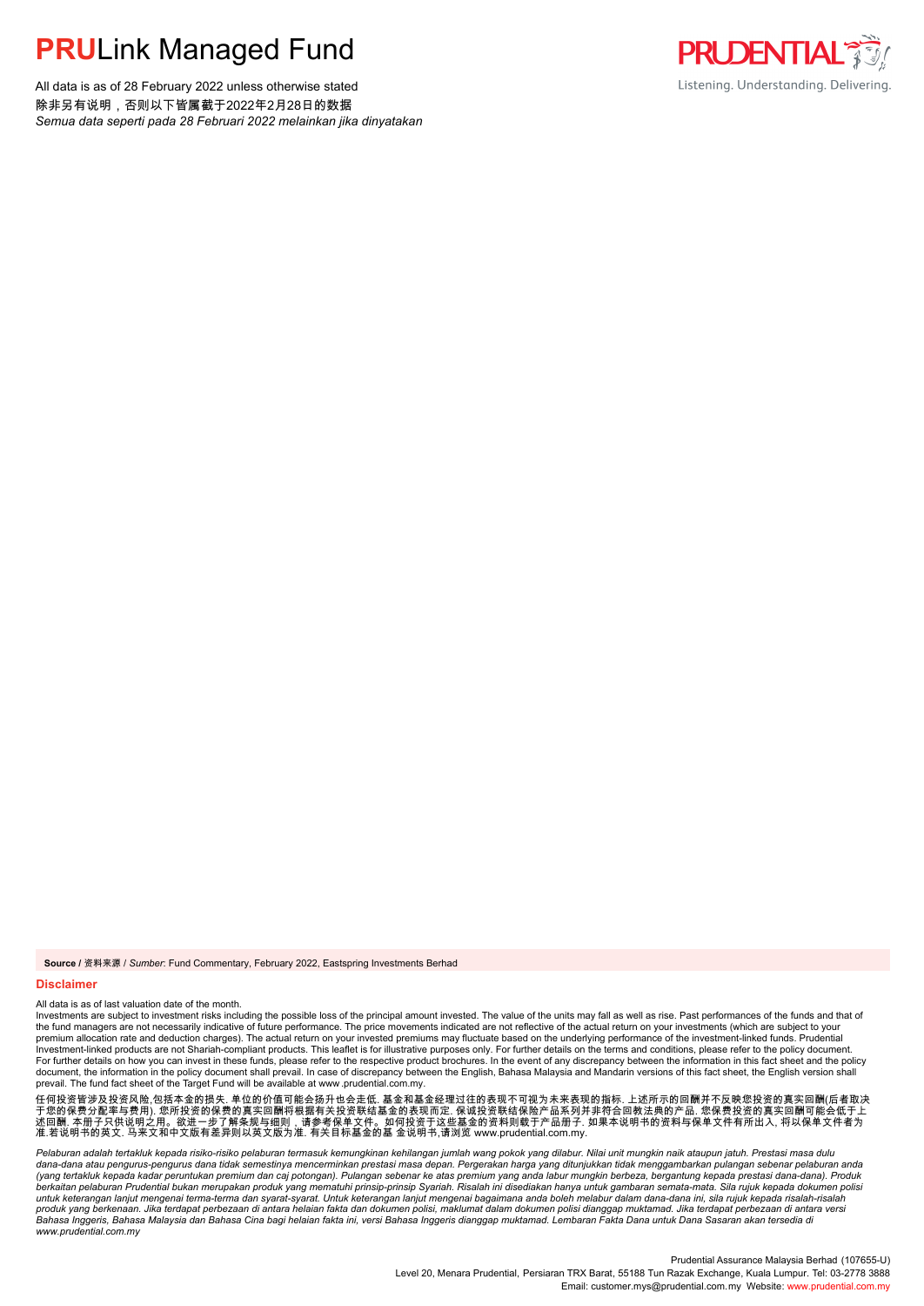# **PRU**Link Managed Fund

All data is as of 28 February 2022 unless otherwise stated
除非另有说明，否则以下皆属截于2022年2月28日的数据
*Semua data seperti pada 28 Februari 2022 melainkan jika dinyatakan*

Listening. Understanding. Delivering.

**Source** / 资料来源 / *Sumber*: Fund Commentary, February 2022, Eastspring Investments Berhad

## Disclaimer

All data is as of last valuation date of the month.
Investments are subject to investment risks including the possible loss of the principal amount invested. The value of the units may fall as well as rise. Past performances of the funds and that of the fund managers are not necessarily indicative of future performance. The price movements indicated are not reflective of the actual return on your investments (which are subject to your premium allocation rate and deduction charges). The actual return on your invested premiums may fluctuate based on the underlying performance of the investment-linked funds. Prudential Investment-linked products are not Shariah-compliant products. This leaflet is for illustrative purposes only. For further details on the terms and conditions, please refer to the policy document. For further details on how you can invest in these funds, please refer to the respective product brochures. In the event of any discrepancy between the information in this fact sheet and the policy document, the information in the policy document shall prevail. In case of discrepancy between the English, Bahasa Malaysia and Mandarin versions of this fact sheet, the English version shall prevail. The fund fact sheet of the Target Fund will be available at www .prudential.com.my.

任何投资皆涉及投资风险,包括本金的损失. 单位的价值可能会扬升也会走低. 基金和基金经理过往的表现不可视为未来表现的指标. 上述所示的回酬并不反映您投资的真实回酬(后者取决于您的保费分配率与费用). 您所投资的保费的真实回酬将根据有关投资联结基金的表现而定. 保诚投资联结保险产品系列并非符合回教法典的产品. 您保费投资的真实回酬可能会低于上述回酬. 本册子只供说明之用。欲进一步了解条规与细则，请参考保单文件。如何投资于这些基金的资料则载于产品册子. 如果本说明书的资料与保单文件有所出入, 将以保单文件者为准.若说明书的英文. 马来文和中文版有差异则以英文版为准. 有关目标基金的基 金说明书,请浏览 www.prudential.com.my.

*Pelaburan adalah tertakluk kepada risiko-risiko pelaburan termasuk kemungkinan kehilangan jumlah wang pokok yang dilabur. Nilai unit mungkin naik ataupun jatuh. Prestasi masa dulu dana-dana atau pengurus-pengurus dana tidak semestinya mencerminkan prestasi masa depan. Pergerakan harga yang ditunjukkan tidak menggambarkan pulangan sebenar pelaburan anda (yang tertakluk kepada kadar peruntukan premium dan caj potongan). Pulangan sebenar ke atas premium yang anda labur mungkin berbeza, bergantung kepada prestasi dana-dana). Produk berkaitan pelaburan Prudential bukan merupakan produk yang mematuhi prinsip-prinsip Syariah. Risalah ini disediakan hanya untuk gambaran semata-mata. Sila rujuk kepada dokumen polisi untuk keterangan lanjut mengenai terma-terma dan syarat-syarat. Untuk keterangan lanjut mengenai bagaimana anda boleh melabur dalam dana-dana ini, sila rujuk kepada risalah-risalah produk yang berkenaan. Jika terdapat perbezaan di antara helaian fakta dan dokumen polisi, maklumat dalam dokumen polisi dianggap muktamad. Jika terdapat perbezaan di antara versi Bahasa Inggeris, Bahasa Malaysia dan Bahasa Cina bagi helaian fakta ini, versi Bahasa Inggeris dianggap muktamad. Lembaran Fakta Dana untuk Dana Sasaran akan tersedia di www.prudential.com.my*

Prudential Assurance Malaysia Berhad (107655-U)
Level 20, Menara Prudential, Persiaran TRX Barat, 55188 Tun Razak Exchange, Kuala Lumpur. Tel: 03-2778 3888
Email: customer.mys@prudential.com.my Website: www.prudential.com.my